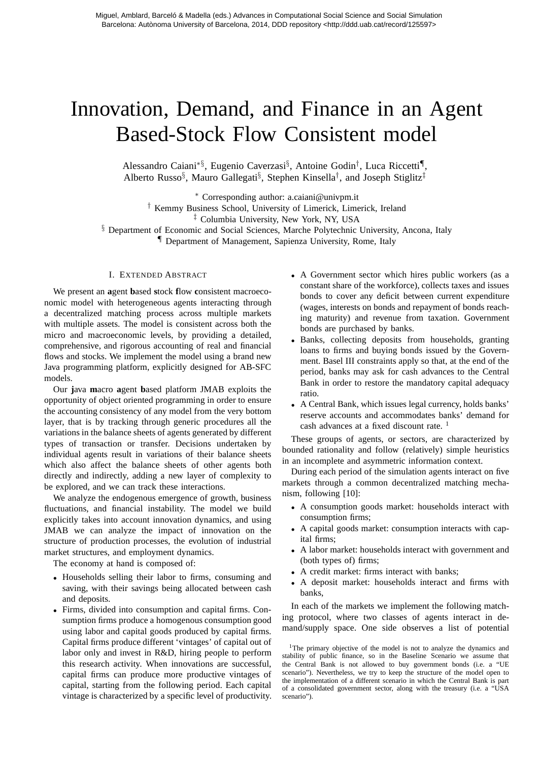# Innovation, Demand, and Finance in an Agent Based-Stock Flow Consistent model

Alessandro Caiani[*§], Eugenio Caverzasi[§], Antoine Godin[†], Luca Riccetti[¶], Alberto Russo[§], Mauro Gallegati[§], Stephen Kinsella[†], and Joseph Stiglitz[‡]

[*] Corresponding author: a.caiani@univpm.it
[†] Kemmy Business School, University of Limerick, Limerick, Ireland
[‡] Columbia University, New York, NY, USA
[§] Department of Economic and Social Sciences, Marche Polytechnic University, Ancona, Italy
[¶] Department of Management, Sapienza University, Rome, Italy

## I. Extended Abstract

We present an **a**gent **b**ased **s**tock **f**low **c**onsistent macroeconomic model with heterogeneous agents interacting through a decentralized matching process across multiple markets with multiple assets. The model is consistent across both the micro and macroeconomic levels, by providing a detailed, comprehensive, and rigorous accounting of real and financial flows and stocks. We implement the model using a brand new Java programming platform, explicitly designed for AB-SFC models.

Our **j**ava **m**acro **a**gent **b**ased platform JMAB exploits the opportunity of object oriented programming in order to ensure the accounting consistency of any model from the very bottom layer, that is by tracking through generic procedures all the variations in the balance sheets of agents generated by different types of transaction or transfer. Decisions undertaken by individual agents result in variations of their balance sheets which also affect the balance sheets of other agents both directly and indirectly, adding a new layer of complexity to be explored, and we can track these interactions.

We analyze the endogenous emergence of growth, business fluctuations, and financial instability. The model we build explicitly takes into account innovation dynamics, and using JMAB we can analyze the impact of innovation on the structure of production processes, the evolution of industrial market structures, and employment dynamics.

The economy at hand is composed of:

- Households selling their labor to firms, consuming and saving, with their savings being allocated between cash and deposits.
- Firms, divided into consumption and capital firms. Consumption firms produce a homogenous consumption good using labor and capital goods produced by capital firms. Capital firms produce different 'vintages' of capital out of labor only and invest in R&D, hiring people to perform this research activity. When innovations are successful, capital firms can produce more productive vintages of capital, starting from the following period. Each capital vintage is characterized by a specific level of productivity.
- A Government sector which hires public workers (as a constant share of the workforce), collects taxes and issues bonds to cover any deficit between current expenditure (wages, interests on bonds and repayment of bonds reaching maturity) and revenue from taxation. Government bonds are purchased by banks.
- Banks, collecting deposits from households, granting loans to firms and buying bonds issued by the Government. Basel III constraints apply so that, at the end of the period, banks may ask for cash advances to the Central Bank in order to restore the mandatory capital adequacy ratio.
- A Central Bank, which issues legal currency, holds banks' reserve accounts and accommodates banks' demand for cash advances at a fixed discount rate. [1]

These groups of agents, or sectors, are characterized by bounded rationality and follow (relatively) simple heuristics in an incomplete and asymmetric information context.

During each period of the simulation agents interact on five markets through a common decentralized matching mechanism, following [10]:

- A consumption goods market: households interact with consumption firms;
- A capital goods market: consumption interacts with capital firms;
- A labor market: households interact with government and (both types of) firms;
- A credit market: firms interact with banks;
- A deposit market: households interact and firms with banks,

In each of the markets we implement the following matching protocol, where two classes of agents interact in demand/supply space. One side observes a list of potential

[1] The primary objective of the model is not to analyze the dynamics and stability of public finance, so in the Baseline Scenario we assume that the Central Bank is not allowed to buy government bonds (i.e. a "UE scenario"). Nevertheless, we try to keep the structure of the model open to the implementation of a different scenario in which the Central Bank is part of a consolidated government sector, along with the treasury (i.e. a "USA scenario").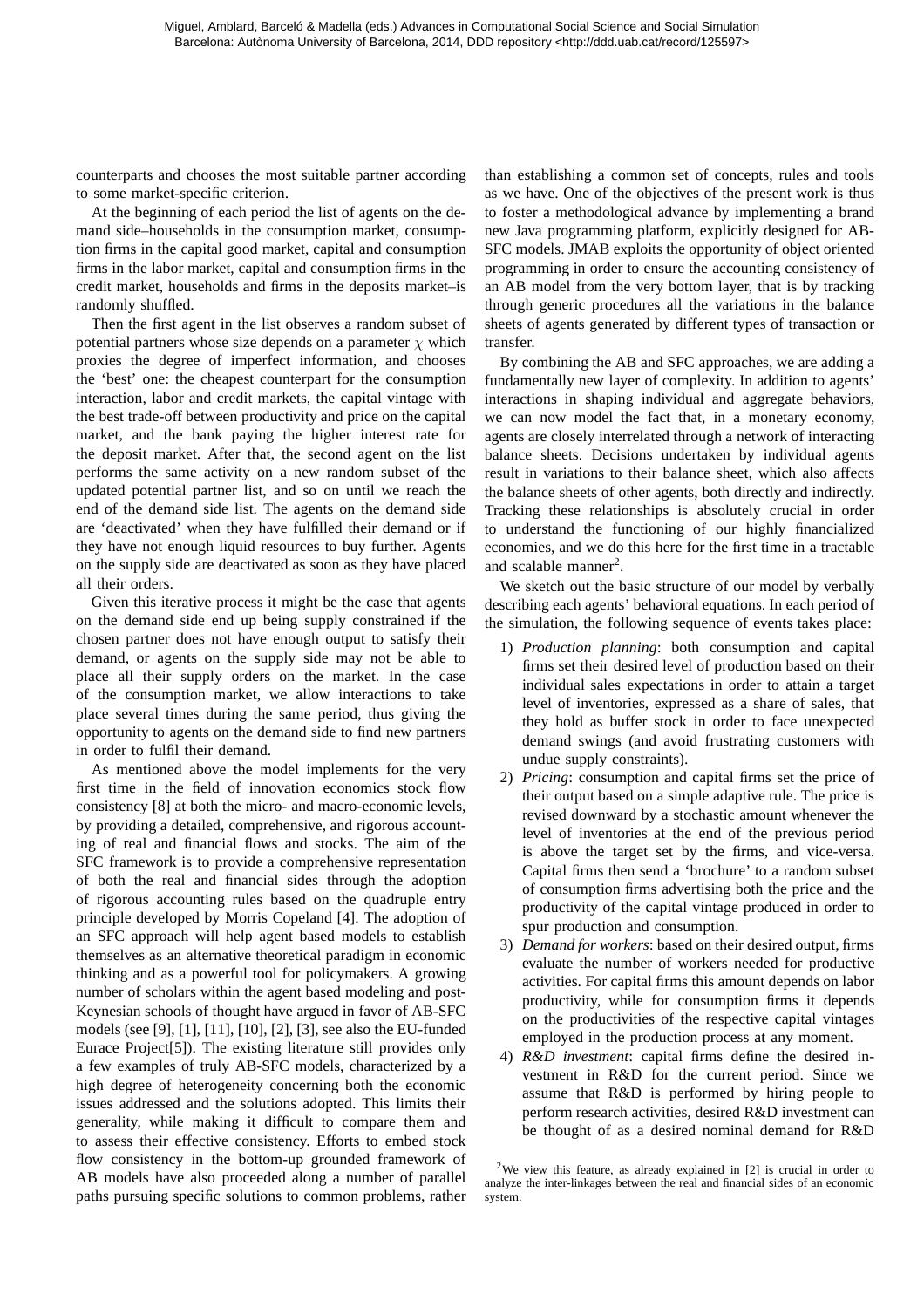counterparts and chooses the most suitable partner according to some market-specific criterion.

At the beginning of each period the list of agents on the demand side–households in the consumption market, consumption firms in the capital good market, capital and consumption firms in the labor market, capital and consumption firms in the credit market, households and firms in the deposits market–is randomly shuffled.

Then the first agent in the list observes a random subset of potential partners whose size depends on a parameter $\chi$ which proxies the degree of imperfect information, and chooses the 'best' one: the cheapest counterpart for the consumption interaction, labor and credit markets, the capital vintage with the best trade-off between productivity and price on the capital market, and the bank paying the higher interest rate for the deposit market. After that, the second agent on the list performs the same activity on a new random subset of the updated potential partner list, and so on until we reach the end of the demand side list. The agents on the demand side are 'deactivated' when they have fulfilled their demand or if they have not enough liquid resources to buy further. Agents on the supply side are deactivated as soon as they have placed all their orders.

Given this iterative process it might be the case that agents on the demand side end up being supply constrained if the chosen partner does not have enough output to satisfy their demand, or agents on the supply side may not be able to place all their supply orders on the market. In the case of the consumption market, we allow interactions to take place several times during the same period, thus giving the opportunity to agents on the demand side to find new partners in order to fulfil their demand.

As mentioned above the model implements for the very first time in the field of innovation economics stock flow consistency [8] at both the micro- and macro-economic levels, by providing a detailed, comprehensive, and rigorous accounting of real and financial flows and stocks. The aim of the SFC framework is to provide a comprehensive representation of both the real and financial sides through the adoption of rigorous accounting rules based on the quadruple entry principle developed by Morris Copeland [4]. The adoption of an SFC approach will help agent based models to establish themselves as an alternative theoretical paradigm in economic thinking and as a powerful tool for policymakers. A growing number of scholars within the agent based modeling and post-Keynesian schools of thought have argued in favor of AB-SFC models (see [9], [1], [11], [10], [2], [3], see also the EU-funded Eurace Project[5]). The existing literature still provides only a few examples of truly AB-SFC models, characterized by a high degree of heterogeneity concerning both the economic issues addressed and the solutions adopted. This limits their generality, while making it difficult to compare them and to assess their effective consistency. Efforts to embed stock flow consistency in the bottom-up grounded framework of AB models have also proceeded along a number of parallel paths pursuing specific solutions to common problems, rather than establishing a common set of concepts, rules and tools as we have. One of the objectives of the present work is thus to foster a methodological advance by implementing a brand new Java programming platform, explicitly designed for AB-SFC models. JMAB exploits the opportunity of object oriented programming in order to ensure the accounting consistency of an AB model from the very bottom layer, that is by tracking through generic procedures all the variations in the balance sheets of agents generated by different types of transaction or transfer.

By combining the AB and SFC approaches, we are adding a fundamentally new layer of complexity. In addition to agents' interactions in shaping individual and aggregate behaviors, we can now model the fact that, in a monetary economy, agents are closely interrelated through a network of interacting balance sheets. Decisions undertaken by individual agents result in variations to their balance sheet, which also affects the balance sheets of other agents, both directly and indirectly. Tracking these relationships is absolutely crucial in order to understand the functioning of our highly financialized economies, and we do this here for the first time in a tractable and scalable manner[2].

We sketch out the basic structure of our model by verbally describing each agents' behavioral equations. In each period of the simulation, the following sequence of events takes place:

1) *Production planning*: both consumption and capital firms set their desired level of production based on their individual sales expectations in order to attain a target level of inventories, expressed as a share of sales, that they hold as buffer stock in order to face unexpected demand swings (and avoid frustrating customers with undue supply constraints).
2) *Pricing*: consumption and capital firms set the price of their output based on a simple adaptive rule. The price is revised downward by a stochastic amount whenever the level of inventories at the end of the previous period is above the target set by the firms, and vice-versa. Capital firms then send a 'brochure' to a random subset of consumption firms advertising both the price and the productivity of the capital vintage produced in order to spur production and consumption.
3) *Demand for workers*: based on their desired output, firms evaluate the number of workers needed for productive activities. For capital firms this amount depends on labor productivity, while for consumption firms it depends on the productivities of the respective capital vintages employed in the production process at any moment.
4) *R&D investment*: capital firms define the desired investment in R&D for the current period. Since we assume that R&D is performed by hiring people to perform research activities, desired R&D investment can be thought of as a desired nominal demand for R&D

[2]We view this feature, as already explained in [2] is crucial in order to analyze the inter-linkages between the real and financial sides of an economic system.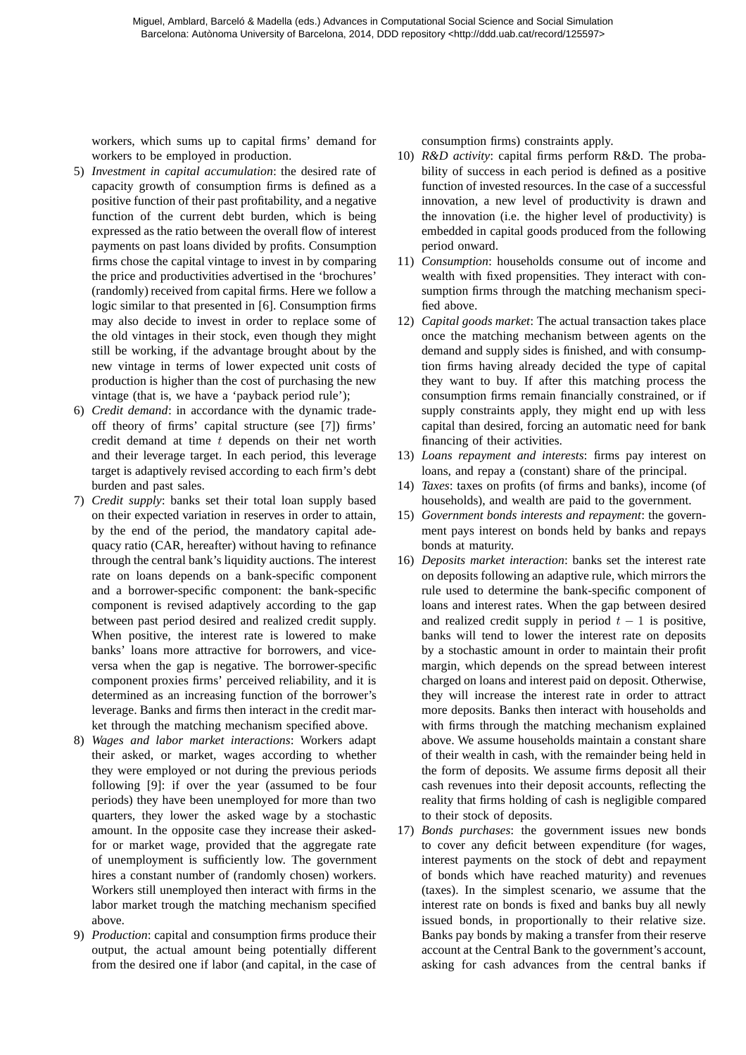workers, which sums up to capital firms' demand for workers to be employed in production.

5) *Investment in capital accumulation*: the desired rate of capacity growth of consumption firms is defined as a positive function of their past profitability, and a negative function of the current debt burden, which is being expressed as the ratio between the overall flow of interest payments on past loans divided by profits. Consumption firms chose the capital vintage to invest in by comparing the price and productivities advertised in the 'brochures' (randomly) received from capital firms. Here we follow a logic similar to that presented in [6]. Consumption firms may also decide to invest in order to replace some of the old vintages in their stock, even though they might still be working, if the advantage brought about by the new vintage in terms of lower expected unit costs of production is higher than the cost of purchasing the new vintage (that is, we have a 'payback period rule');
6) *Credit demand*: in accordance with the dynamic trade-off theory of firms' capital structure (see [7]) firms' credit demand at time $t$ depends on their net worth and their leverage target. In each period, this leverage target is adaptively revised according to each firm's debt burden and past sales.
7) *Credit supply*: banks set their total loan supply based on their expected variation in reserves in order to attain, by the end of the period, the mandatory capital adequacy ratio (CAR, hereafter) without having to refinance through the central bank's liquidity auctions. The interest rate on loans depends on a bank-specific component and a borrower-specific component: the bank-specific component is revised adaptively according to the gap between past period desired and realized credit supply. When positive, the interest rate is lowered to make banks' loans more attractive for borrowers, and vice-versa when the gap is negative. The borrower-specific component proxies firms' perceived reliability, and it is determined as an increasing function of the borrower's leverage. Banks and firms then interact in the credit market through the matching mechanism specified above.
8) *Wages and labor market interactions*: Workers adapt their asked, or market, wages according to whether they were employed or not during the previous periods following [9]: if over the year (assumed to be four periods) they have been unemployed for more than two quarters, they lower the asked wage by a stochastic amount. In the opposite case they increase their asked-for or market wage, provided that the aggregate rate of unemployment is sufficiently low. The government hires a constant number of (randomly chosen) workers. Workers still unemployed then interact with firms in the labor market trough the matching mechanism specified above.
9) *Production*: capital and consumption firms produce their output, the actual amount being potentially different from the desired one if labor (and capital, in the case of consumption firms) constraints apply.
10) *R&D activity*: capital firms perform R&D. The probability of success in each period is defined as a positive function of invested resources. In the case of a successful innovation, a new level of productivity is drawn and the innovation (i.e. the higher level of productivity) is embedded in capital goods produced from the following period onward.
11) *Consumption*: households consume out of income and wealth with fixed propensities. They interact with consumption firms through the matching mechanism specified above.
12) *Capital goods market*: The actual transaction takes place once the matching mechanism between agents on the demand and supply sides is finished, and with consumption firms having already decided the type of capital they want to buy. If after this matching process the consumption firms remain financially constrained, or if supply constraints apply, they might end up with less capital than desired, forcing an automatic need for bank financing of their activities.
13) *Loans repayment and interests*: firms pay interest on loans, and repay a (constant) share of the principal.
14) *Taxes*: taxes on profits (of firms and banks), income (of households), and wealth are paid to the government.
15) *Government bonds interests and repayment*: the government pays interest on bonds held by banks and repays bonds at maturity.
16) *Deposits market interaction*: banks set the interest rate on deposits following an adaptive rule, which mirrors the rule used to determine the bank-specific component of loans and interest rates. When the gap between desired and realized credit supply in period $t-1$ is positive, banks will tend to lower the interest rate on deposits by a stochastic amount in order to maintain their profit margin, which depends on the spread between interest charged on loans and interest paid on deposit. Otherwise, they will increase the interest rate in order to attract more deposits. Banks then interact with households and with firms through the matching mechanism explained above. We assume households maintain a constant share of their wealth in cash, with the remainder being held in the form of deposits. We assume firms deposit all their cash revenues into their deposit accounts, reflecting the reality that firms holding of cash is negligible compared to their stock of deposits.
17) *Bonds purchases*: the government issues new bonds to cover any deficit between expenditure (for wages, interest payments on the stock of debt and repayment of bonds which have reached maturity) and revenues (taxes). In the simplest scenario, we assume that the interest rate on bonds is fixed and banks buy all newly issued bonds, in proportionally to their relative size. Banks pay bonds by making a transfer from their reserve account at the Central Bank to the government's account, asking for cash advances from the central banks if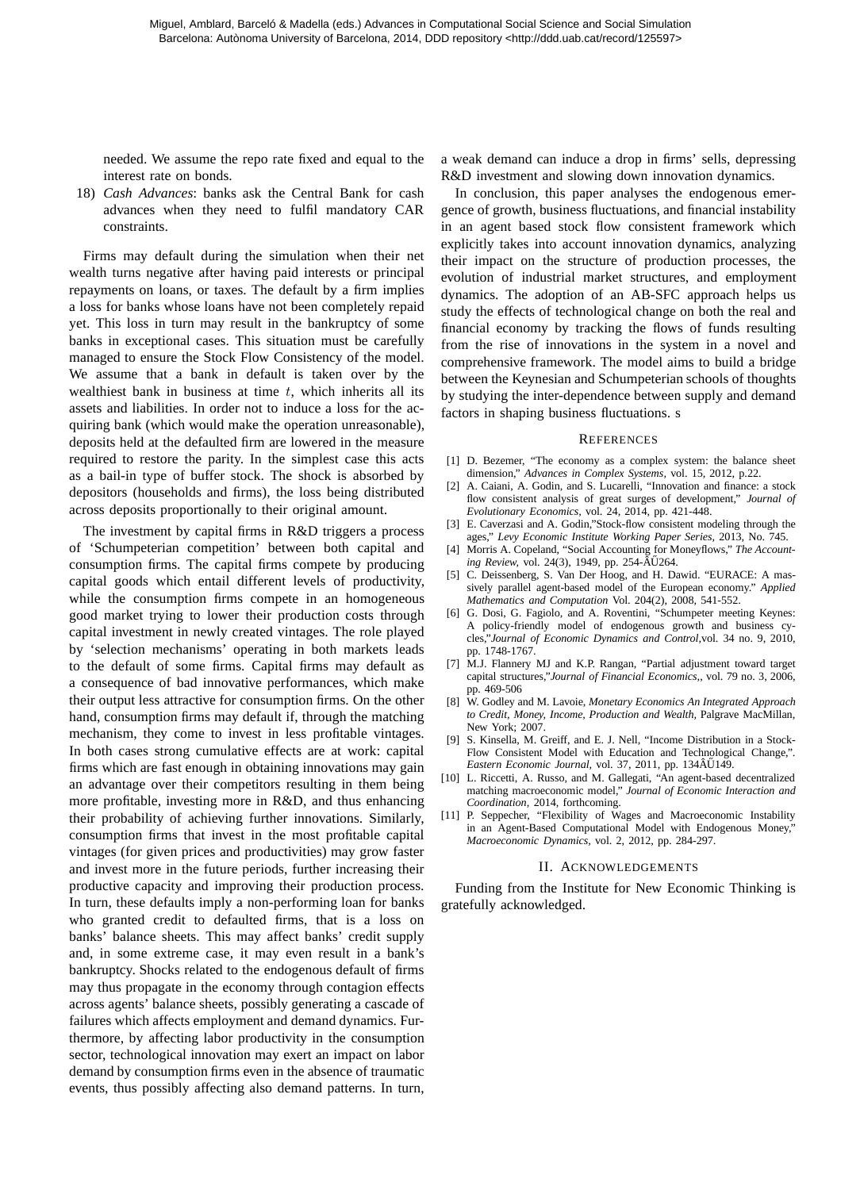needed. We assume the repo rate fixed and equal to the interest rate on bonds.

18) *Cash Advances*: banks ask the Central Bank for cash advances when they need to fulfil mandatory CAR constraints.

Firms may default during the simulation when their net wealth turns negative after having paid interests or principal repayments on loans, or taxes. The default by a firm implies a loss for banks whose loans have not been completely repaid yet. This loss in turn may result in the bankruptcy of some banks in exceptional cases. This situation must be carefully managed to ensure the Stock Flow Consistency of the model. We assume that a bank in default is taken over by the wealthiest bank in business at time $t$, which inherits all its assets and liabilities. In order not to induce a loss for the acquiring bank (which would make the operation unreasonable), deposits held at the defaulted firm are lowered in the measure required to restore the parity. In the simplest case this acts as a bail-in type of buffer stock. The shock is absorbed by depositors (households and firms), the loss being distributed across deposits proportionally to their original amount.

The investment by capital firms in R&D triggers a process of 'Schumpeterian competition' between both capital and consumption firms. The capital firms compete by producing capital goods which entail different levels of productivity, while the consumption firms compete in an homogeneous good market trying to lower their production costs through capital investment in newly created vintages. The role played by 'selection mechanisms' operating in both markets leads to the default of some firms. Capital firms may default as a consequence of bad innovative performances, which make their output less attractive for consumption firms. On the other hand, consumption firms may default if, through the matching mechanism, they come to invest in less profitable vintages. In both cases strong cumulative effects are at work: capital firms which are fast enough in obtaining innovations may gain an advantage over their competitors resulting in them being more profitable, investing more in R&D, and thus enhancing their probability of achieving further innovations. Similarly, consumption firms that invest in the most profitable capital vintages (for given prices and productivities) may grow faster and invest more in the future periods, further increasing their productive capacity and improving their production process. In turn, these defaults imply a non-performing loan for banks who granted credit to defaulted firms, that is a loss on banks' balance sheets. This may affect banks' credit supply and, in some extreme case, it may even result in a bank's bankruptcy. Shocks related to the endogenous default of firms may thus propagate in the economy through contagion effects across agents' balance sheets, possibly generating a cascade of failures which affects employment and demand dynamics. Furthermore, by affecting labor productivity in the consumption sector, technological innovation may exert an impact on labor demand by consumption firms even in the absence of traumatic events, thus possibly affecting also demand patterns. In turn, a weak demand can induce a drop in firms' sells, depressing R&D investment and slowing down innovation dynamics.

In conclusion, this paper analyses the endogenous emergence of growth, business fluctuations, and financial instability in an agent based stock flow consistent framework which explicitly takes into account innovation dynamics, analyzing their impact on the structure of production processes, the evolution of industrial market structures, and employment dynamics. The adoption of an AB-SFC approach helps us study the effects of technological change on both the real and financial economy by tracking the flows of funds resulting from the rise of innovations in the system in a novel and comprehensive framework. The model aims to build a bridge between the Keynesian and Schumpeterian schools of thoughts by studying the inter-dependence between supply and demand factors in shaping business fluctuations. s

## References

[1] D. Bezemer, "The economy as a complex system: the balance sheet dimension," *Advances in Complex Systems*, vol. 15, 2012, p.22.

[2] A. Caiani, A. Godin, and S. Lucarelli, "Innovation and finance: a stock flow consistent analysis of great surges of development," *Journal of Evolutionary Economics*, vol. 24, 2014, pp. 421-448.

[3] E. Caverzasi and A. Godin,"Stock-flow consistent modeling through the ages," *Levy Economic Institute Working Paper Series*, 2013, No. 745.

[4] Morris A. Copeland, "Social Accounting for Moneyflows," *The Accounting Review*, vol. 24(3), 1949, pp. 254-ÂŬ264.

[5] C. Deissenberg, S. Van Der Hoog, and H. Dawid. "EURACE: A massively parallel agent-based model of the European economy." *Applied Mathematics and Computation* Vol. 204(2), 2008, 541-552.

[6] G. Dosi, G. Fagiolo, and A. Roventini, "Schumpeter meeting Keynes: A policy-friendly model of endogenous growth and business cycles,"*Journal of Economic Dynamics and Control*,vol. 34 no. 9, 2010, pp. 1748-1767.

[7] M.J. Flannery MJ and K.P. Rangan, "Partial adjustment toward target capital structures,"*Journal of Financial Economics*,, vol. 79 no. 3, 2006, pp. 469-506

[8] W. Godley and M. Lavoie, *Monetary Economics An Integrated Approach to Credit, Money, Income, Production and Wealth*, Palgrave MacMillan, New York; 2007.

[9] S. Kinsella, M. Greiff, and E. J. Nell, "Income Distribution in a Stock-Flow Consistent Model with Education and Technological Change,". *Eastern Economic Journal*, vol. 37, 2011, pp. 134ÂŬ149.

[10] L. Riccetti, A. Russo, and M. Gallegati, "An agent-based decentralized matching macroeconomic model," *Journal of Economic Interaction and Coordination*, 2014, forthcoming.

[11] P. Seppecher, "Flexibility of Wages and Macroeconomic Instability in an Agent-Based Computational Model with Endogenous Money," *Macroeconomic Dynamics*, vol. 2, 2012, pp. 284-297.

## II. Acknowledgements

Funding from the Institute for New Economic Thinking is gratefully acknowledged.